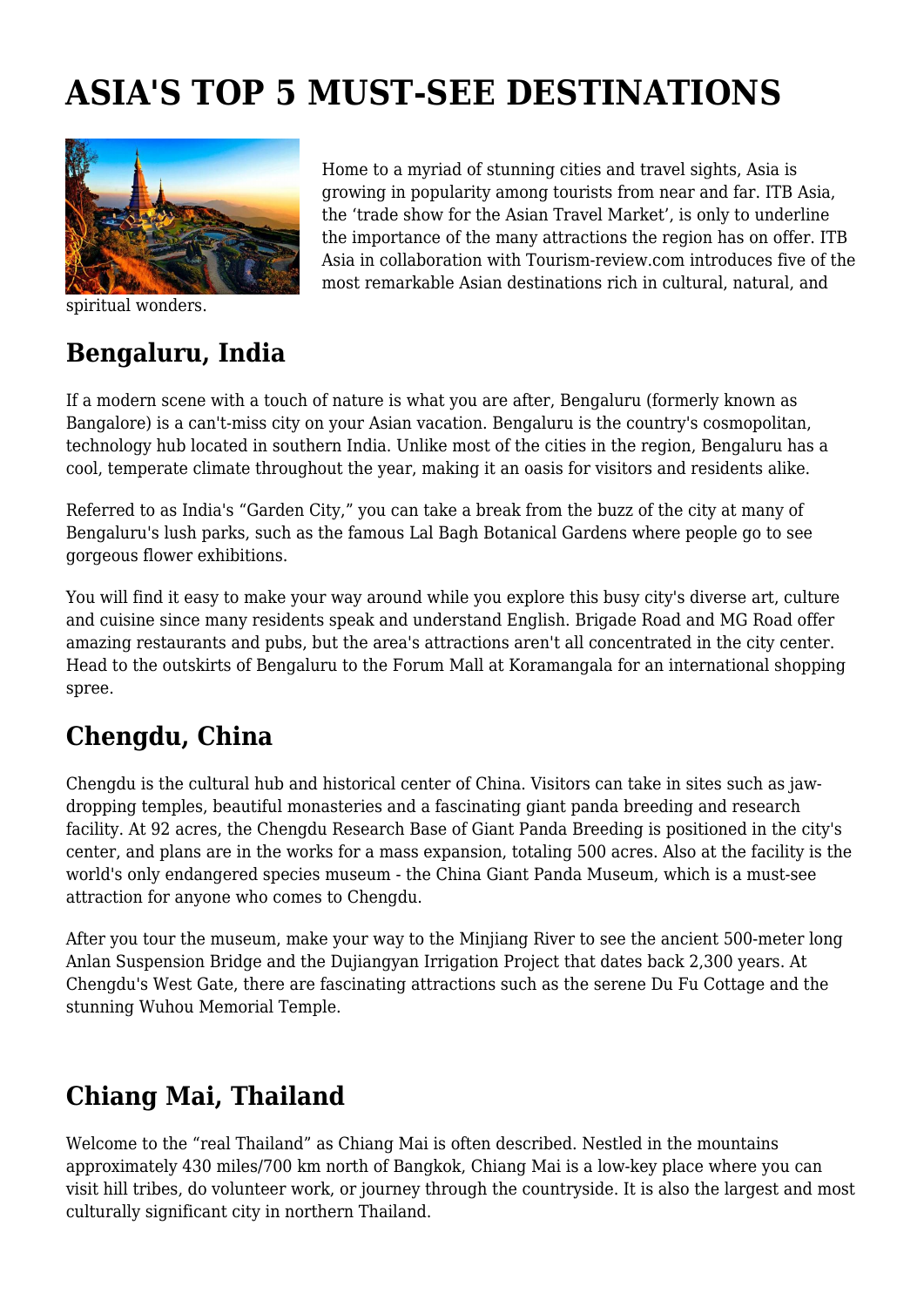# ASIA'S TOP 5 MUST-SEE DESTINATIONS

Home to a myriad of stunning cities and travel sights, Asia is growing in popularity among tourists from near and far. ITB Asia, the 'trade show for the Asian Travel Market', is only to underline the importance of the many attractions the region has on offer. ITB Asia in collaboration with Tourism-review.com introduces five of the most remarkable Asian destinations rich in cultural, natural, and spiritual wonders.

## Bengaluru, India

If a modern scene with a touch of nature is what you are after, Bengaluru (formerly known as Bangalore) is a can't-miss city on your Asian vacation. Bengaluru is the country's cosmopolitan, technology hub located in southern India. Unlike most of the cities in the region, Bengaluru has a cool, temperate climate throughout the year, making it an oasis for visitors and residents alike.

Referred to as India's "Garden City," you can take a break from the buzz of the city at many of Bengaluru's lush parks, such as the famous Lal Bagh Botanical Gardens where people go to see gorgeous flower exhibitions.

You will find it easy to make your way around while you explore this busy city's diverse art, culture and cuisine since many residents speak and understand English. Brigade Road and MG Road offer amazing restaurants and pubs, but the area's attractions aren't all concentrated in the city center. Head to the outskirts of Bengaluru to the Forum Mall at Koramangala for an international shopping spree.

## Chengdu, China

Chengdu is the cultural hub and historical center of China. Visitors can take in sites such as jaw-dropping temples, beautiful monasteries and a fascinating giant panda breeding and research facility. At 92 acres, the Chengdu Research Base of Giant Panda Breeding is positioned in the city's center, and plans are in the works for a mass expansion, totaling 500 acres. Also at the facility is the world's only endangered species museum - the China Giant Panda Museum, which is a must-see attraction for anyone who comes to Chengdu.

After you tour the museum, make your way to the Minjiang River to see the ancient 500-meter long Anlan Suspension Bridge and the Dujiangyan Irrigation Project that dates back 2,300 years. At Chengdu's West Gate, there are fascinating attractions such as the serene Du Fu Cottage and the stunning Wuhou Memorial Temple.

## Chiang Mai, Thailand

Welcome to the "real Thailand" as Chiang Mai is often described. Nestled in the mountains approximately 430 miles/700 km north of Bangkok, Chiang Mai is a low-key place where you can visit hill tribes, do volunteer work, or journey through the countryside. It is also the largest and most culturally significant city in northern Thailand.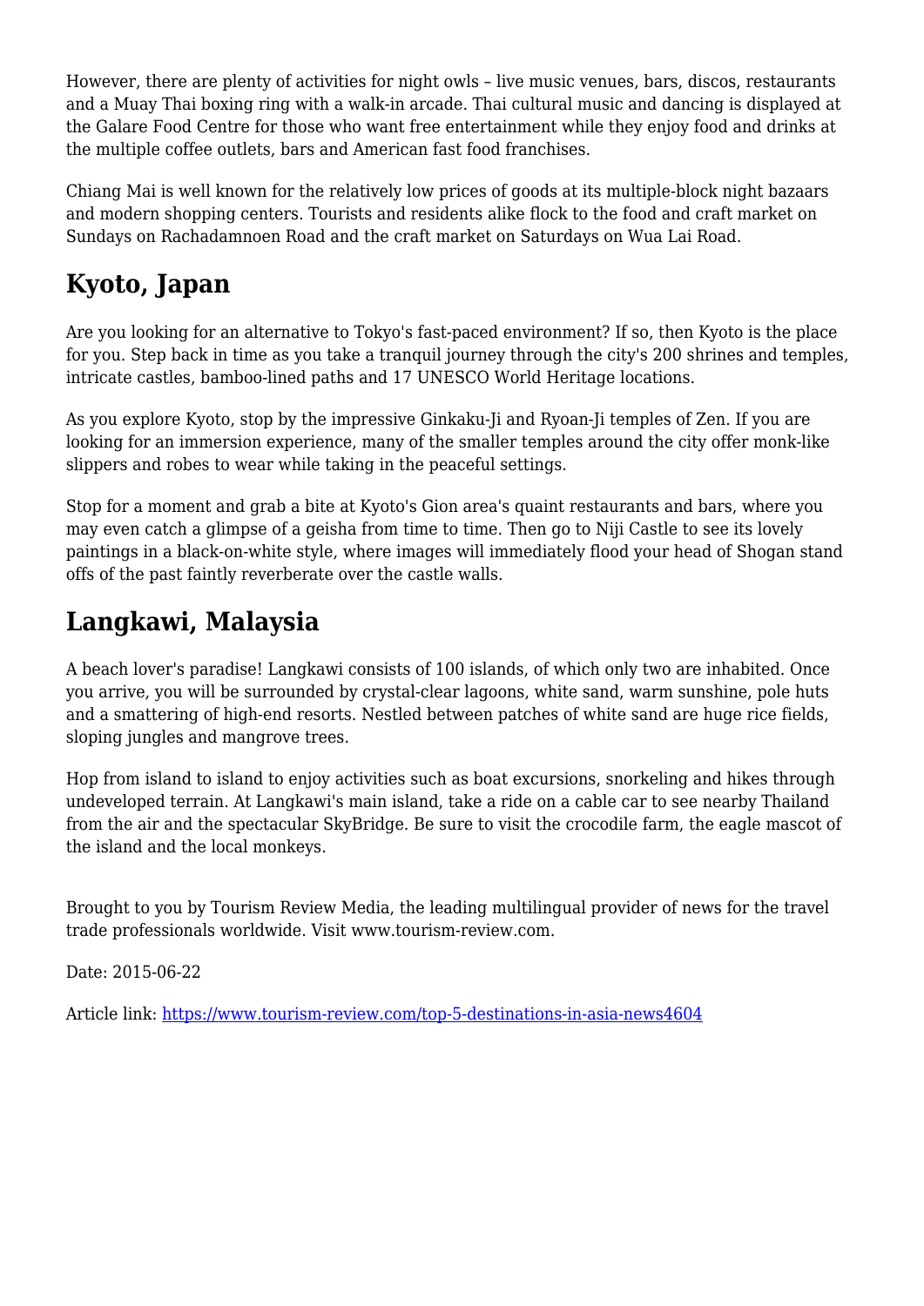However, there are plenty of activities for night owls – live music venues, bars, discos, restaurants and a Muay Thai boxing ring with a walk-in arcade. Thai cultural music and dancing is displayed at the Galare Food Centre for those who want free entertainment while they enjoy food and drinks at the multiple coffee outlets, bars and American fast food franchises.

Chiang Mai is well known for the relatively low prices of goods at its multiple-block night bazaars and modern shopping centers. Tourists and residents alike flock to the food and craft market on Sundays on Rachadamnoen Road and the craft market on Saturdays on Wua Lai Road.

## Kyoto, Japan

Are you looking for an alternative to Tokyo's fast-paced environment? If so, then Kyoto is the place for you. Step back in time as you take a tranquil journey through the city's 200 shrines and temples, intricate castles, bamboo-lined paths and 17 UNESCO World Heritage locations.

As you explore Kyoto, stop by the impressive Ginkaku-Ji and Ryoan-Ji temples of Zen. If you are looking for an immersion experience, many of the smaller temples around the city offer monk-like slippers and robes to wear while taking in the peaceful settings.

Stop for a moment and grab a bite at Kyoto's Gion area's quaint restaurants and bars, where you may even catch a glimpse of a geisha from time to time. Then go to Niji Castle to see its lovely paintings in a black-on-white style, where images will immediately flood your head of Shogan stand offs of the past faintly reverberate over the castle walls.

## Langkawi, Malaysia

A beach lover's paradise! Langkawi consists of 100 islands, of which only two are inhabited. Once you arrive, you will be surrounded by crystal-clear lagoons, white sand, warm sunshine, pole huts and a smattering of high-end resorts. Nestled between patches of white sand are huge rice fields, sloping jungles and mangrove trees.

Hop from island to island to enjoy activities such as boat excursions, snorkeling and hikes through undeveloped terrain. At Langkawi's main island, take a ride on a cable car to see nearby Thailand from the air and the spectacular SkyBridge. Be sure to visit the crocodile farm, the eagle mascot of the island and the local monkeys.

Brought to you by Tourism Review Media, the leading multilingual provider of news for the travel trade professionals worldwide. Visit www.tourism-review.com.

Date: 2015-06-22

Article link: [https://www.tourism-review.com/top-5-destinations-in-asia-news4604](https://www.tourism-review.com/top-5-destinations-in-asia-news4604)